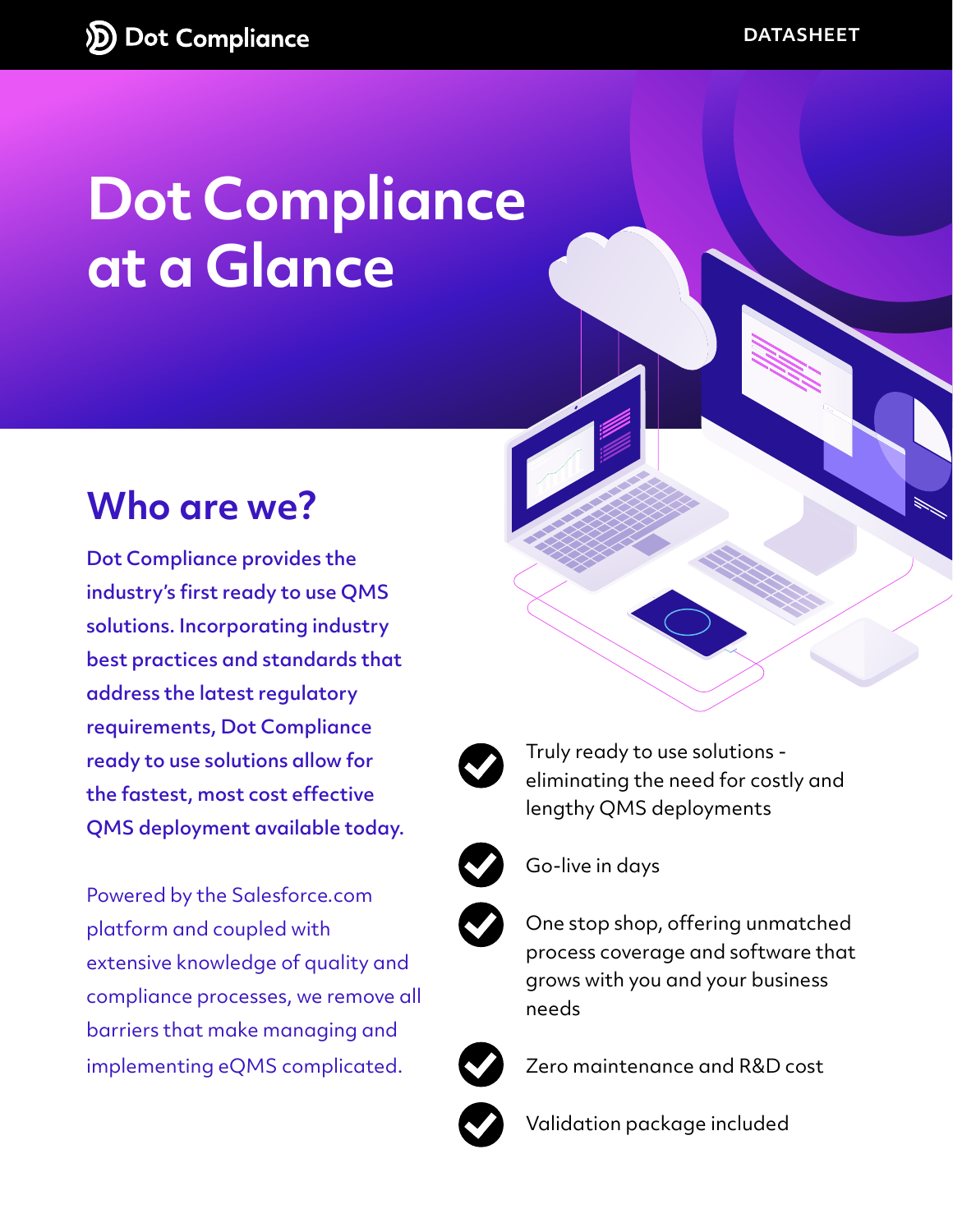Dot Compliance

DATASHEET

# Dot Compliance at a Glance

## Who are we?

**Dot Compliance provides the industry's first ready to use QMS solutions. Incorporating industry best practices and standards that address the latest regulatory requirements, Dot Compliance ready to use solutions allow for the fastest, most cost effective QMS deployment available today.**

Powered by the Salesforce.com platform and coupled with extensive knowledge of quality and compliance processes, we remove all barriers that make managing and implementing eQMS complicated.

- Truly ready to use solutions - eliminating the need for costly and lengthy QMS deployments
- Go-live in days
- One stop shop, offering unmatched process coverage and software that grows with you and your business needs
- Zero maintenance and R&D cost
- Validation package included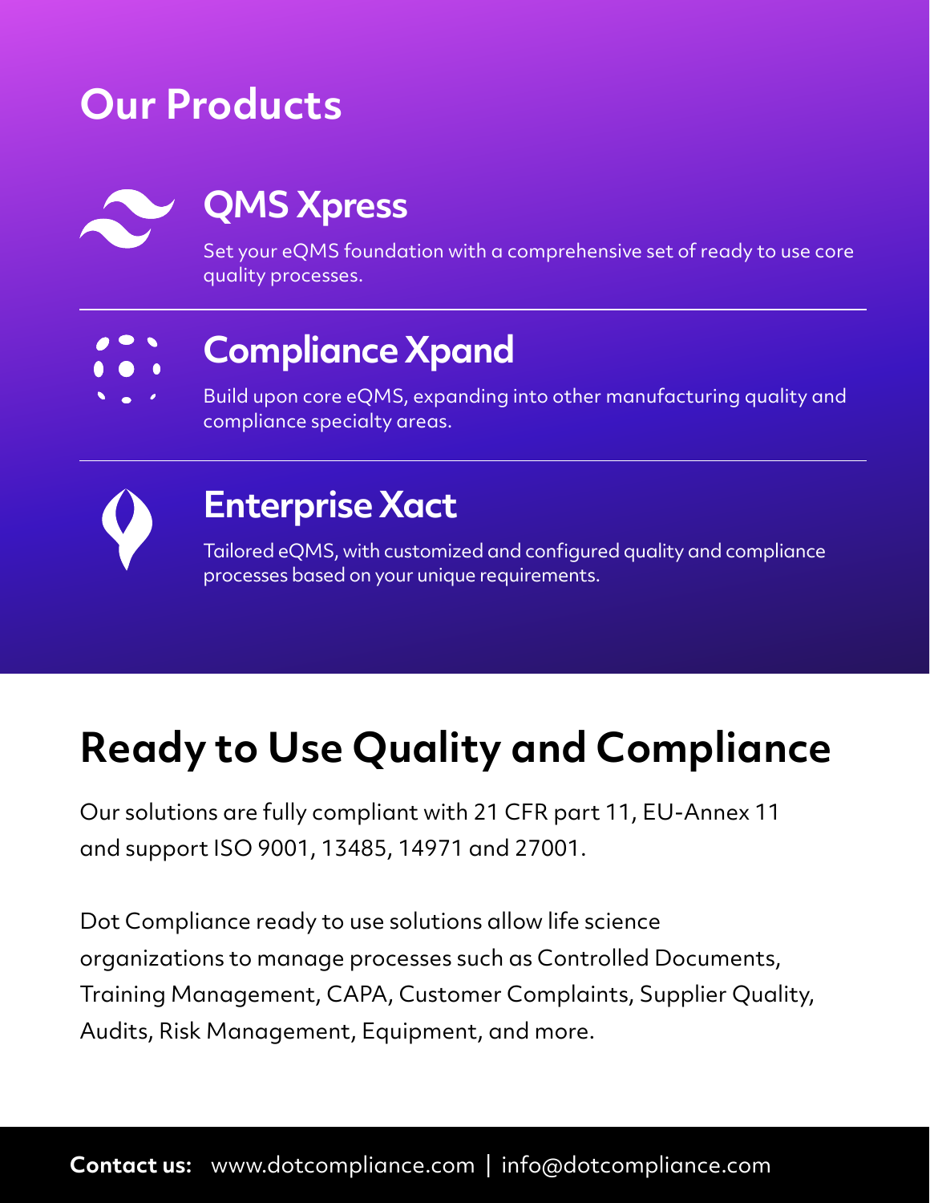## Our Products

### QMS Xpress

Set your eQMS foundation with a comprehensive set of ready to use core quality processes.

---

### Compliance Xpand

Build upon core eQMS, expanding into other manufacturing quality and compliance specialty areas.

---

### Enterprise Xact

Tailored eQMS, with customized and configured quality and compliance processes based on your unique requirements.

## Ready to Use Quality and Compliance

Our solutions are fully compliant with 21 CFR part 11, EU-Annex 11 and support ISO 9001, 13485, 14971 and 27001.

Dot Compliance ready to use solutions allow life science organizations to manage processes such as Controlled Documents, Training Management, CAPA, Customer Complaints, Supplier Quality, Audits, Risk Management, Equipment, and more.

**Contact us:** www.dotcompliance.com | info@dotcompliance.com